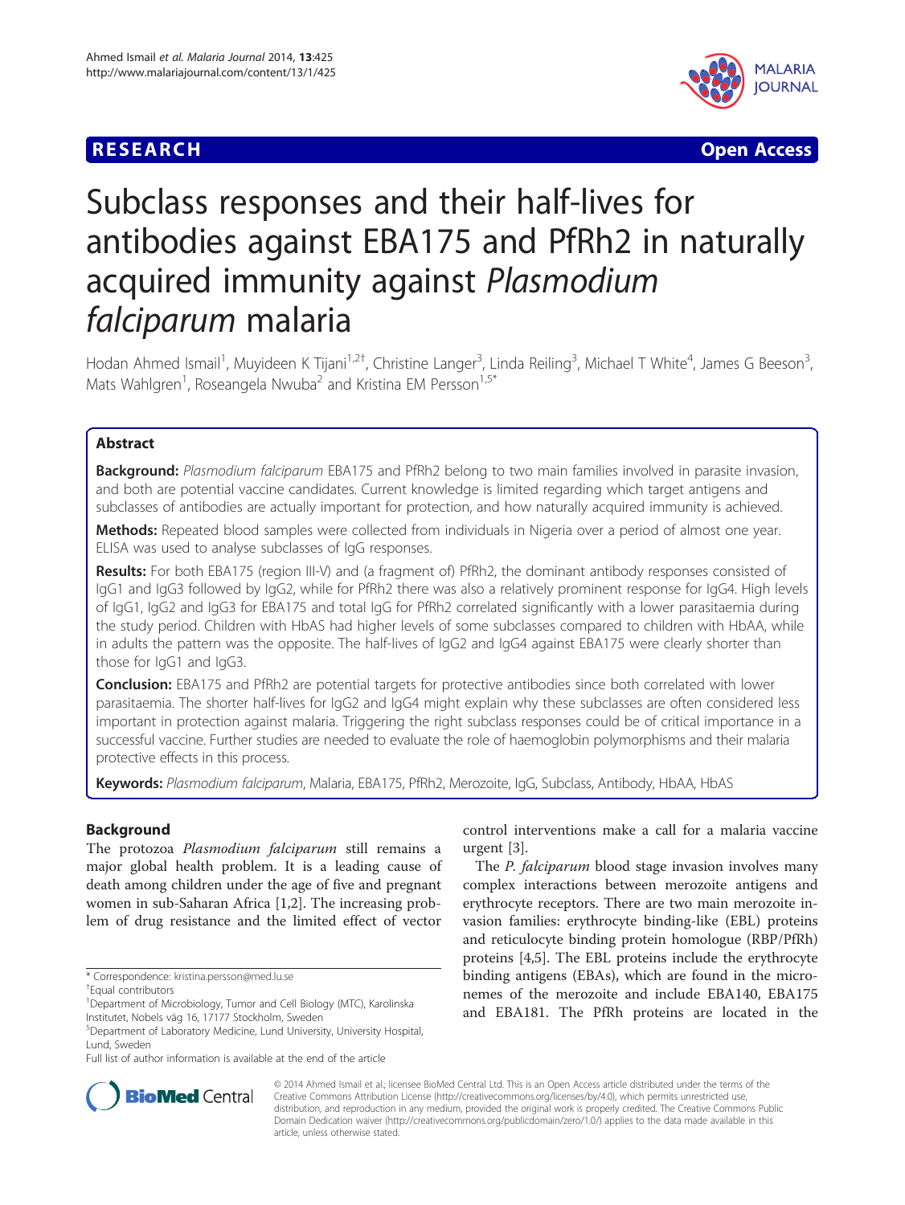RESEARCH Open Access

# Subclass responses and their half-lives for antibodies against EBA175 and PfRh2 in naturally acquired immunity against *Plasmodium falciparum* malaria

Hodan Ahmed Ismail[1], Muyideen K Tijani[1,2†], Christine Langer[3], Linda Reiling[3], Michael T White[4], James G Beeson[3], Mats Wahlgren[1], Roseangela Nwuba[2] and Kristina EM Persson[1,5*]

## Abstract

**Background:** *Plasmodium falciparum* EBA175 and PfRh2 belong to two main families involved in parasite invasion, and both are potential vaccine candidates. Current knowledge is limited regarding which target antigens and subclasses of antibodies are actually important for protection, and how naturally acquired immunity is achieved.

**Methods:** Repeated blood samples were collected from individuals in Nigeria over a period of almost one year. ELISA was used to analyse subclasses of IgG responses.

**Results:** For both EBA175 (region III-V) and (a fragment of) PfRh2, the dominant antibody responses consisted of IgG1 and IgG3 followed by IgG2, while for PfRh2 there was also a relatively prominent response for IgG4. High levels of IgG1, IgG2 and IgG3 for EBA175 and total IgG for PfRh2 correlated significantly with a lower parasitaemia during the study period. Children with HbAS had higher levels of some subclasses compared to children with HbAA, while in adults the pattern was the opposite. The half-lives of IgG2 and IgG4 against EBA175 were clearly shorter than those for IgG1 and IgG3.

**Conclusion:** EBA175 and PfRh2 are potential targets for protective antibodies since both correlated with lower parasitaemia. The shorter half-lives for IgG2 and IgG4 might explain why these subclasses are often considered less important in protection against malaria. Triggering the right subclass responses could be of critical importance in a successful vaccine. Further studies are needed to evaluate the role of haemoglobin polymorphisms and their malaria protective effects in this process.

**Keywords:** *Plasmodium falciparum*, Malaria, EBA175, PfRh2, Merozoite, IgG, Subclass, Antibody, HbAA, HbAS

## Background

The protozoa *Plasmodium falciparum* still remains a major global health problem. It is a leading cause of death among children under the age of five and pregnant women in sub-Saharan Africa [1,2]. The increasing problem of drug resistance and the limited effect of vector control interventions make a call for a malaria vaccine urgent [3].

The *P. falciparum* blood stage invasion involves many complex interactions between merozoite antigens and erythrocyte receptors. There are two main merozoite invasion families: erythrocyte binding-like (EBL) proteins and reticulocyte binding protein homologue (RBP/PfRh) proteins [4,5]. The EBL proteins include the erythrocyte binding antigens (EBAs), which are found in the micronemes of the merozoite and include EBA140, EBA175 and EBA181. The PfRh proteins are located in the

\* Correspondence: kristina.persson@med.lu.se

†Equal contributors

[1]Department of Microbiology, Tumor and Cell Biology (MTC), Karolinska Institutet, Nobels väg 16, 17177 Stockholm, Sweden

[5]Department of Laboratory Medicine, Lund University, University Hospital, Lund, Sweden

Full list of author information is available at the end of the article

© 2014 Ahmed Ismail et al.; licensee BioMed Central Ltd. This is an Open Access article distributed under the terms of the Creative Commons Attribution License (http://creativecommons.org/licenses/by/4.0), which permits unrestricted use, distribution, and reproduction in any medium, provided the original work is properly credited. The Creative Commons Public Domain Dedication waiver (http://creativecommons.org/publicdomain/zero/1.0/) applies to the data made available in this article, unless otherwise stated.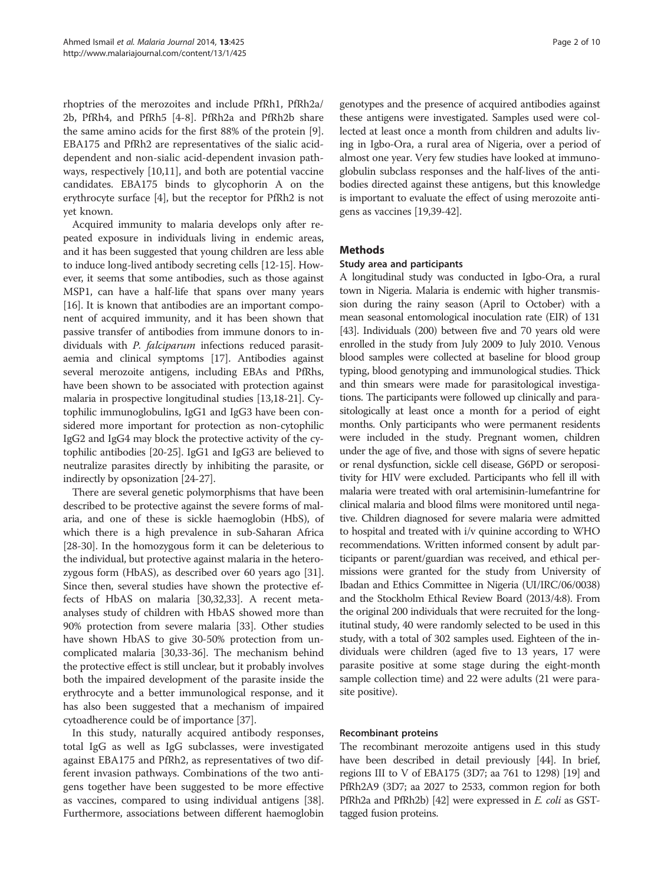rhoptries of the merozoites and include PfRh1, PfRh2a/2b, PfRh4, and PfRh5 [4-8]. PfRh2a and PfRh2b share the same amino acids for the first 88% of the protein [9]. EBA175 and PfRh2 are representatives of the sialic acid-dependent and non-sialic acid-dependent invasion pathways, respectively [10,11], and both are potential vaccine candidates. EBA175 binds to glycophorin A on the erythrocyte surface [4], but the receptor for PfRh2 is not yet known.

Acquired immunity to malaria develops only after repeated exposure in individuals living in endemic areas, and it has been suggested that young children are less able to induce long-lived antibody secreting cells [12-15]. However, it seems that some antibodies, such as those against MSP1, can have a half-life that spans over many years [16]. It is known that antibodies are an important component of acquired immunity, and it has been shown that passive transfer of antibodies from immune donors to individuals with *P. falciparum* infections reduced parasitaemia and clinical symptoms [17]. Antibodies against several merozoite antigens, including EBAs and PfRhs, have been shown to be associated with protection against malaria in prospective longitudinal studies [13,18-21]. Cytophilic immunoglobulins, IgG1 and IgG3 have been considered more important for protection as non-cytophilic IgG2 and IgG4 may block the protective activity of the cytophilic antibodies [20-25]. IgG1 and IgG3 are believed to neutralize parasites directly by inhibiting the parasite, or indirectly by opsonization [24-27].

There are several genetic polymorphisms that have been described to be protective against the severe forms of malaria, and one of these is sickle haemoglobin (HbS), of which there is a high prevalence in sub-Saharan Africa [28-30]. In the homozygous form it can be deleterious to the individual, but protective against malaria in the heterozygous form (HbAS), as described over 60 years ago [31]. Since then, several studies have shown the protective effects of HbAS on malaria [30,32,33]. A recent meta-analyses study of children with HbAS showed more than 90% protection from severe malaria [33]. Other studies have shown HbAS to give 30-50% protection from uncomplicated malaria [30,33-36]. The mechanism behind the protective effect is still unclear, but it probably involves both the impaired development of the parasite inside the erythrocyte and a better immunological response, and it has also been suggested that a mechanism of impaired cytoadherence could be of importance [37].

In this study, naturally acquired antibody responses, total IgG as well as IgG subclasses, were investigated against EBA175 and PfRh2, as representatives of two different invasion pathways. Combinations of the two antigens together have been suggested to be more effective as vaccines, compared to using individual antigens [38]. Furthermore, associations between different haemoglobin genotypes and the presence of acquired antibodies against these antigens were investigated. Samples used were collected at least once a month from children and adults living in Igbo-Ora, a rural area of Nigeria, over a period of almost one year. Very few studies have looked at immunoglobulin subclass responses and the half-lives of the antibodies directed against these antigens, but this knowledge is important to evaluate the effect of using merozoite antigens as vaccines [19,39-42].

## Methods

### Study area and participants

A longitudinal study was conducted in Igbo-Ora, a rural town in Nigeria. Malaria is endemic with higher transmission during the rainy season (April to October) with a mean seasonal entomological inoculation rate (EIR) of 131 [43]. Individuals (200) between five and 70 years old were enrolled in the study from July 2009 to July 2010. Venous blood samples were collected at baseline for blood group typing, blood genotyping and immunological studies. Thick and thin smears were made for parasitological investigations. The participants were followed up clinically and parasitologically at least once a month for a period of eight months. Only participants who were permanent residents were included in the study. Pregnant women, children under the age of five, and those with signs of severe hepatic or renal dysfunction, sickle cell disease, G6PD or seropositivity for HIV were excluded. Participants who fell ill with malaria were treated with oral artemisinin-lumefantrine for clinical malaria and blood films were monitored until negative. Children diagnosed for severe malaria were admitted to hospital and treated with i/v quinine according to WHO recommendations. Written informed consent by adult participants or parent/guardian was received, and ethical permissions were granted for the study from University of Ibadan and Ethics Committee in Nigeria (UI/IRC/06/0038) and the Stockholm Ethical Review Board (2013/4:8). From the original 200 individuals that were recruited for the longitudinal study, 40 were randomly selected to be used in this study, with a total of 302 samples used. Eighteen of the individuals were children (aged five to 13 years, 17 were parasite positive at some stage during the eight-month sample collection time) and 22 were adults (21 were parasite positive).

### Recombinant proteins

The recombinant merozoite antigens used in this study have been described in detail previously [44]. In brief, regions III to V of EBA175 (3D7; aa 761 to 1298) [19] and PfRh2A9 (3D7; aa 2027 to 2533, common region for both PfRh2a and PfRh2b) [42] were expressed in *E. coli* as GST-tagged fusion proteins.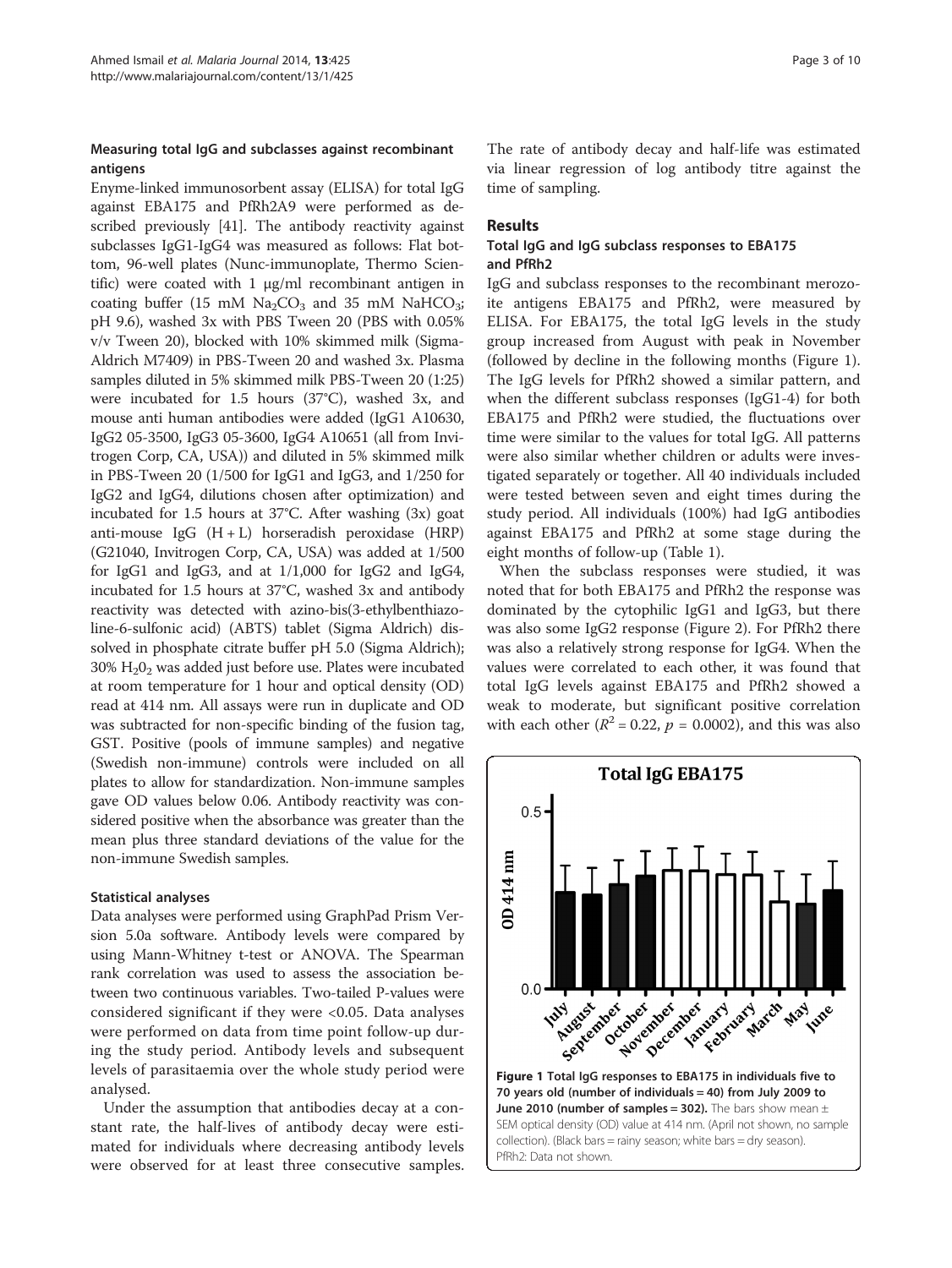### Measuring total IgG and subclasses against recombinant antigens

Enyme-linked immunosorbent assay (ELISA) for total IgG against EBA175 and PfRh2A9 were performed as described previously [41]. The antibody reactivity against subclasses IgG1-IgG4 was measured as follows: Flat bottom, 96-well plates (Nunc-immunoplate, Thermo Scientific) were coated with 1 μg/ml recombinant antigen in coating buffer (15 mM $Na_2CO_3$ and 35 mM $NaHCO_3$; pH 9.6), washed 3x with PBS Tween 20 (PBS with 0.05% v/v Tween 20), blocked with 10% skimmed milk (Sigma-Aldrich M7409) in PBS-Tween 20 and washed 3x. Plasma samples diluted in 5% skimmed milk PBS-Tween 20 (1:25) were incubated for 1.5 hours (37°C), washed 3x, and mouse anti human antibodies were added (IgG1 A10630, IgG2 05-3500, IgG3 05-3600, IgG4 A10651 (all from Invitrogen Corp, CA, USA)) and diluted in 5% skimmed milk in PBS-Tween 20 (1/500 for IgG1 and IgG3, and 1/250 for IgG2 and IgG4, dilutions chosen after optimization) and incubated for 1.5 hours at 37°C. After washing (3x) goat anti-mouse IgG (H + L) horseradish peroxidase (HRP) (G21040, Invitrogen Corp, CA, USA) was added at 1/500 for IgG1 and IgG3, and at 1/1,000 for IgG2 and IgG4, incubated for 1.5 hours at 37°C, washed 3x and antibody reactivity was detected with azino-bis(3-ethylbenthiazoline-6-sulfonic acid) (ABTS) tablet (Sigma Aldrich) dissolved in phosphate citrate buffer pH 5.0 (Sigma Aldrich); 30% $H_2O_2$ was added just before use. Plates were incubated at room temperature for 1 hour and optical density (OD) read at 414 nm. All assays were run in duplicate and OD was subtracted for non-specific binding of the fusion tag, GST. Positive (pools of immune samples) and negative (Swedish non-immune) controls were included on all plates to allow for standardization. Non-immune samples gave OD values below 0.06. Antibody reactivity was considered positive when the absorbance was greater than the mean plus three standard deviations of the value for the non-immune Swedish samples.

### Statistical analyses

Data analyses were performed using GraphPad Prism Version 5.0a software. Antibody levels were compared by using Mann-Whitney t-test or ANOVA. The Spearman rank correlation was used to assess the association between two continuous variables. Two-tailed P-values were considered significant if they were <0.05. Data analyses were performed on data from time point follow-up during the study period. Antibody levels and subsequent levels of parasitaemia over the whole study period were analysed.

Under the assumption that antibodies decay at a constant rate, the half-lives of antibody decay were estimated for individuals where decreasing antibody levels were observed for at least three consecutive samples. The rate of antibody decay and half-life was estimated via linear regression of log antibody titre against the time of sampling.

## Results

### Total IgG and IgG subclass responses to EBA175 and PfRh2

IgG and subclass responses to the recombinant merozoite antigens EBA175 and PfRh2, were measured by ELISA. For EBA175, the total IgG levels in the study group increased from August with peak in November (followed by decline in the following months (Figure 1). The IgG levels for PfRh2 showed a similar pattern, and when the different subclass responses (IgG1-4) for both EBA175 and PfRh2 were studied, the fluctuations over time were similar to the values for total IgG. All patterns were also similar whether children or adults were investigated separately or together. All 40 individuals included were tested between seven and eight times during the study period. All individuals (100%) had IgG antibodies against EBA175 and PfRh2 at some stage during the eight months of follow-up (Table 1).

When the subclass responses were studied, it was noted that for both EBA175 and PfRh2 the response was dominated by the cytophilic IgG1 and IgG3, but there was also some IgG2 response (Figure 2). For PfRh2 there was also a relatively strong response for IgG4. When the values were correlated to each other, it was found that total IgG levels against EBA175 and PfRh2 showed a weak to moderate, but significant positive correlation with each other ($R^2 = 0.22$, $p = 0.0002$), and this was also

**Figure 1 Total IgG responses to EBA175 in individuals five to 70 years old (number of individuals = 40) from July 2009 to June 2010 (number of samples = 302).** The bars show mean ± SEM optical density (OD) value at 414 nm. (April not shown, no sample collection). (Black bars = rainy season; white bars = dry season). PfRh2: Data not shown.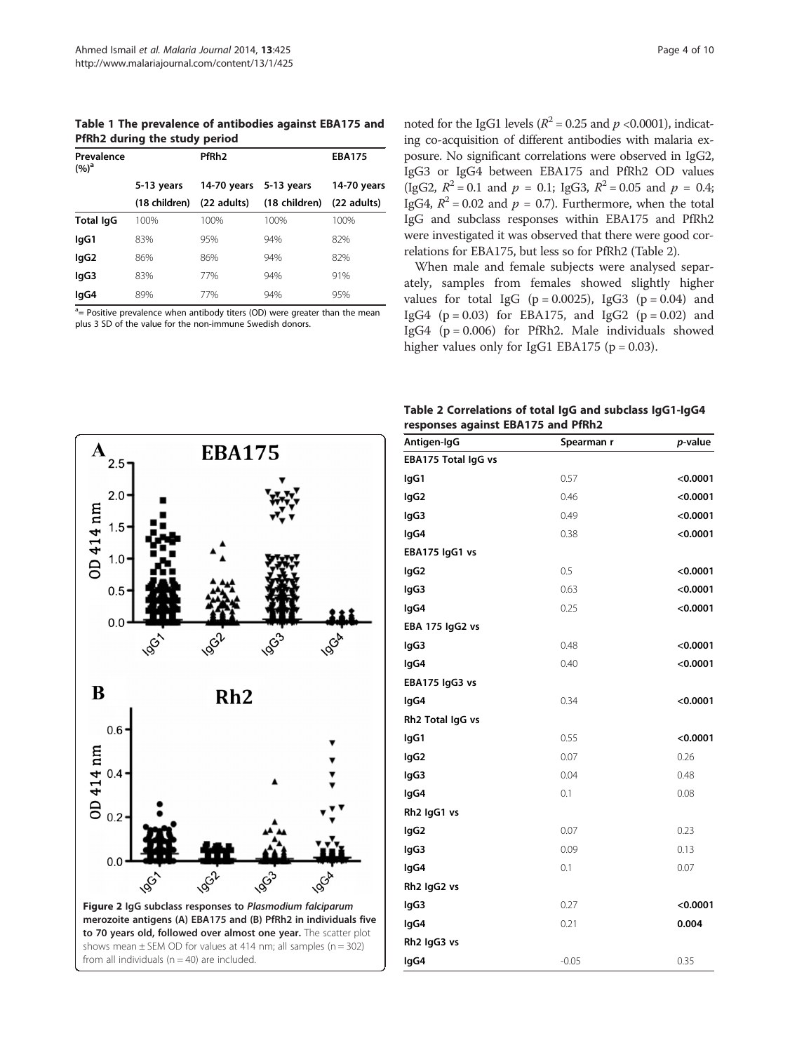**Table 1 The prevalence of antibodies against EBA175 and PfRh2 during the study period**

| Prevalence (%)[a] | PfRh2 | | EBA175 | |
|---|---|---|---|---|
| | 5-13 years (18 children) | 14-70 years (22 adults) | 5-13 years (18 children) | 14-70 years (22 adults) |
| **Total IgG** | 100% | 100% | 100% | 100% |
| **IgG1** | 83% | 95% | 94% | 82% |
| **IgG2** | 86% | 86% | 94% | 82% |
| **IgG3** | 83% | 77% | 94% | 91% |
| **IgG4** | 89% | 77% | 94% | 95% |

[a]= Positive prevalence when antibody titers (OD) were greater than the mean plus 3 SD of the value for the non-immune Swedish donors.

**Figure 2 IgG subclass responses to *Plasmodium falciparum* merozoite antigens (A) EBA175 and (B) PfRh2 in individuals five to 70 years old, followed over almost one year.** The scatter plot shows mean ± SEM OD for values at 414 nm; all samples (n = 302) from all individuals (n = 40) are included.

noted for the IgG1 levels ($R^2 = 0.25$ and $p < 0.0001$), indicating co-acquisition of different antibodies with malaria exposure. No significant correlations were observed in IgG2, IgG3 or IgG4 between EBA175 and PfRh2 OD values (IgG2, $R^2 = 0.1$ and $p = 0.1$; IgG3, $R^2 = 0.05$ and $p = 0.4$; IgG4, $R^2 = 0.02$ and $p = 0.7$). Furthermore, when the total IgG and subclass responses within EBA175 and PfRh2 were investigated it was observed that there were good correlations for EBA175, but less so for PfRh2 (Table 2).

When male and female subjects were analysed separately, samples from females showed slightly higher values for total IgG ($p = 0.0025$), IgG3 ($p = 0.04$) and IgG4 ($p = 0.03$) for EBA175, and IgG2 ($p = 0.02$) and IgG4 ($p = 0.006$) for PfRh2. Male individuals showed higher values only for IgG1 EBA175 ($p = 0.03$).

**Table 2 Correlations of total IgG and subclass IgG1-IgG4 responses against EBA175 and PfRh2**

| Antigen-IgG | Spearman r | *p*-value |
|---|---|---|
| **EBA175 Total IgG vs** | | |
| IgG1 | 0.57 | **<0.0001** |
| IgG2 | 0.46 | **<0.0001** |
| IgG3 | 0.49 | **<0.0001** |
| IgG4 | 0.38 | **<0.0001** |
| **EBA175 IgG1 vs** | | |
| IgG2 | 0.5 | **<0.0001** |
| IgG3 | 0.63 | **<0.0001** |
| IgG4 | 0.25 | **<0.0001** |
| **EBA 175 IgG2 vs** | | |
| IgG3 | 0.48 | **<0.0001** |
| IgG4 | 0.40 | **<0.0001** |
| **EBA175 IgG3 vs** | | |
| IgG4 | 0.34 | **<0.0001** |
| **Rh2 Total IgG vs** | | |
| IgG1 | 0.55 | **<0.0001** |
| IgG2 | 0.07 | 0.26 |
| IgG3 | 0.04 | 0.48 |
| IgG4 | 0.1 | 0.08 |
| **Rh2 IgG1 vs** | | |
| IgG2 | 0.07 | 0.23 |
| IgG3 | 0.09 | 0.13 |
| IgG4 | 0.1 | 0.07 |
| **Rh2 IgG2 vs** | | |
| IgG3 | 0.27 | **<0.0001** |
| IgG4 | 0.21 | **0.004** |
| **Rh2 IgG3 vs** | | |
| IgG4 | -0.05 | 0.35 |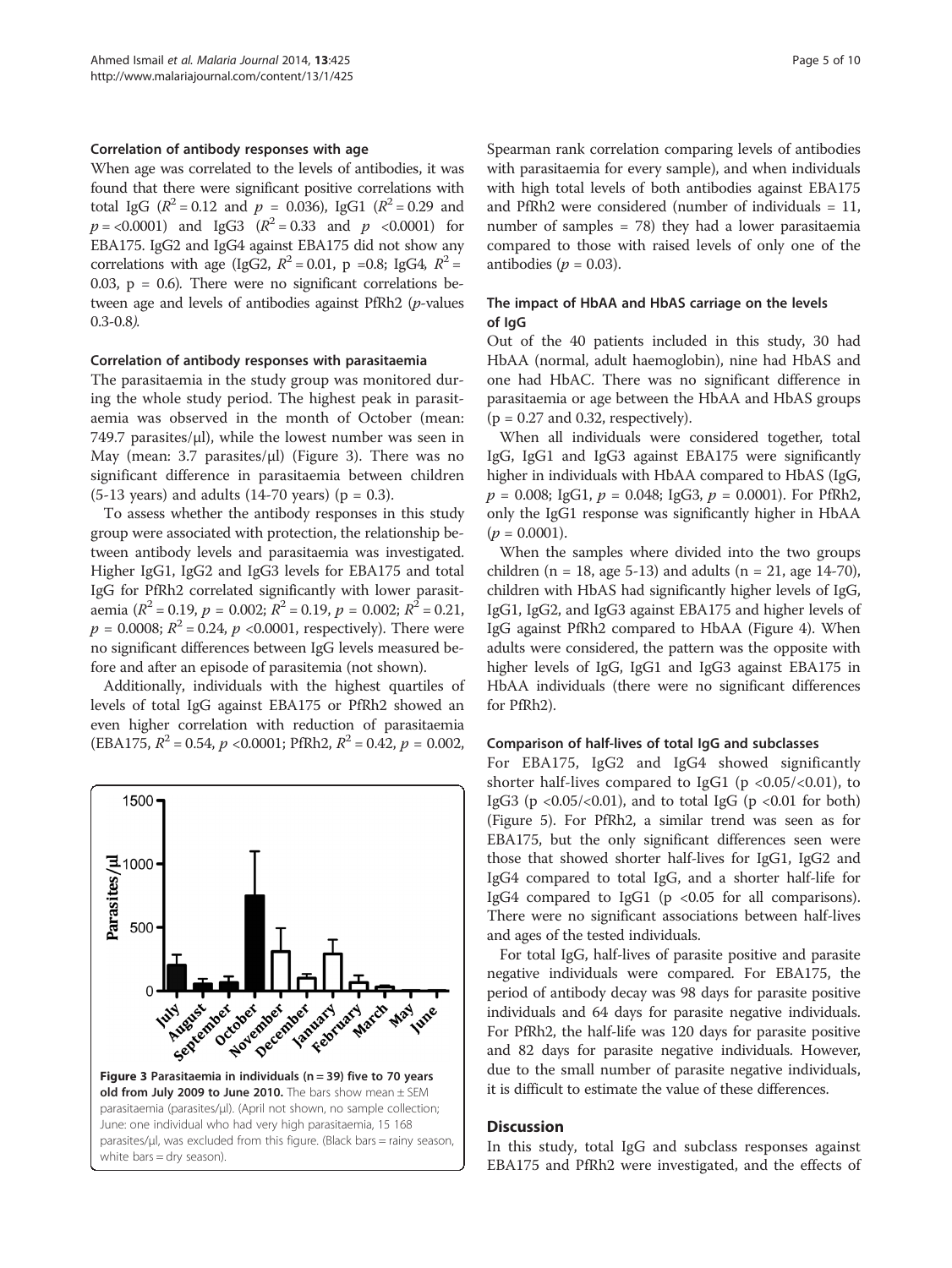#### Correlation of antibody responses with age

When age was correlated to the levels of antibodies, it was found that there were significant positive correlations with total IgG ($R^2 = 0.12$ and $p = 0.036$), IgG1 ($R^2 = 0.29$ and $p = <0.0001$) and IgG3 ($R^2 = 0.33$ and $p < 0.0001$) for EBA175. IgG2 and IgG4 against EBA175 did not show any correlations with age (IgG2, $R^2 = 0.01$, p =0.8; IgG4, $R^2 = 0.03$, p = 0.6). There were no significant correlations between age and levels of antibodies against PfRh2 (*p*-values 0.3-0.8).

#### Correlation of antibody responses with parasitaemia

The parasitaemia in the study group was monitored during the whole study period. The highest peak in parasitaemia was observed in the month of October (mean: 749.7 parasites/μl), while the lowest number was seen in May (mean: 3.7 parasites/μl) (Figure 3). There was no significant difference in parasitaemia between children (5-13 years) and adults (14-70 years) (p = 0.3).

To assess whether the antibody responses in this study group were associated with protection, the relationship between antibody levels and parasitaemia was investigated. Higher IgG1, IgG2 and IgG3 levels for EBA175 and total IgG for PfRh2 correlated significantly with lower parasitaemia ($R^2 = 0.19$, $p = 0.002$; $R^2 = 0.19$, $p = 0.002$; $R^2 = 0.21$, $p = 0.0008$; $R^2 = 0.24$, $p < 0.0001$, respectively). There were no significant differences between IgG levels measured before and after an episode of parasitaemia (not shown).

Additionally, individuals with the highest quartiles of levels of total IgG against EBA175 or PfRh2 showed an even higher correlation with reduction of parasitaemia (EBA175, $R^2 = 0.54$, $p < 0.0001$; PfRh2, $R^2 = 0.42$, $p = 0.002$, Spearman rank correlation comparing levels of antibodies with parasitaemia for every sample), and when individuals with high total levels of both antibodies against EBA175 and PfRh2 were considered (number of individuals = 11, number of samples = 78) they had a lower parasitaemia compared to those with raised levels of only one of the antibodies ($p = 0.03$).

**Figure 3 Parasitaemia in individuals (n = 39) five to 70 years old from July 2009 to June 2010.** The bars show mean ± SEM parasitaemia (parasites/μl). (April not shown, no sample collection; June: one individual who had very high parasitaemia, 15 168 parasites/μl, was excluded from this figure. (Black bars = rainy season, white bars = dry season).

#### The impact of HbAA and HbAS carriage on the levels of IgG

Out of the 40 patients included in this study, 30 had HbAA (normal, adult haemoglobin), nine had HbAS and one had HbAC. There was no significant difference in parasitaemia or age between the HbAA and HbAS groups (p = 0.27 and 0.32, respectively).

When all individuals were considered together, total IgG, IgG1 and IgG3 against EBA175 were significantly higher in individuals with HbAA compared to HbAS (IgG, $p = 0.008$; IgG1, $p = 0.048$; IgG3, $p = 0.0001$). For PfRh2, only the IgG1 response was significantly higher in HbAA ($p = 0.0001$).

When the samples where divided into the two groups children (n = 18, age 5-13) and adults (n = 21, age 14-70), children with HbAS had significantly higher levels of IgG, IgG1, IgG2, and IgG3 against EBA175 and higher levels of IgG against PfRh2 compared to HbAA (Figure 4). When adults were considered, the pattern was the opposite with higher levels of IgG, IgG1 and IgG3 against EBA175 in HbAA individuals (there were no significant differences for PfRh2).

#### Comparison of half-lives of total IgG and subclasses

For EBA175, IgG2 and IgG4 showed significantly shorter half-lives compared to IgG1 (p <0.05/<0.01), to IgG3 (p <0.05/<0.01), and to total IgG (p <0.01 for both) (Figure 5). For PfRh2, a similar trend was seen as for EBA175, but the only significant differences seen were those that showed shorter half-lives for IgG1, IgG2 and IgG4 compared to total IgG, and a shorter half-life for IgG4 compared to IgG1 (p <0.05 for all comparisons). There were no significant associations between half-lives and ages of the tested individuals.

For total IgG, half-lives of parasite positive and parasite negative individuals were compared. For EBA175, the period of antibody decay was 98 days for parasite positive individuals and 64 days for parasite negative individuals. For PfRh2, the half-life was 120 days for parasite positive and 82 days for parasite negative individuals. However, due to the small number of parasite negative individuals, it is difficult to estimate the value of these differences.

## Discussion

In this study, total IgG and subclass responses against EBA175 and PfRh2 were investigated, and the effects of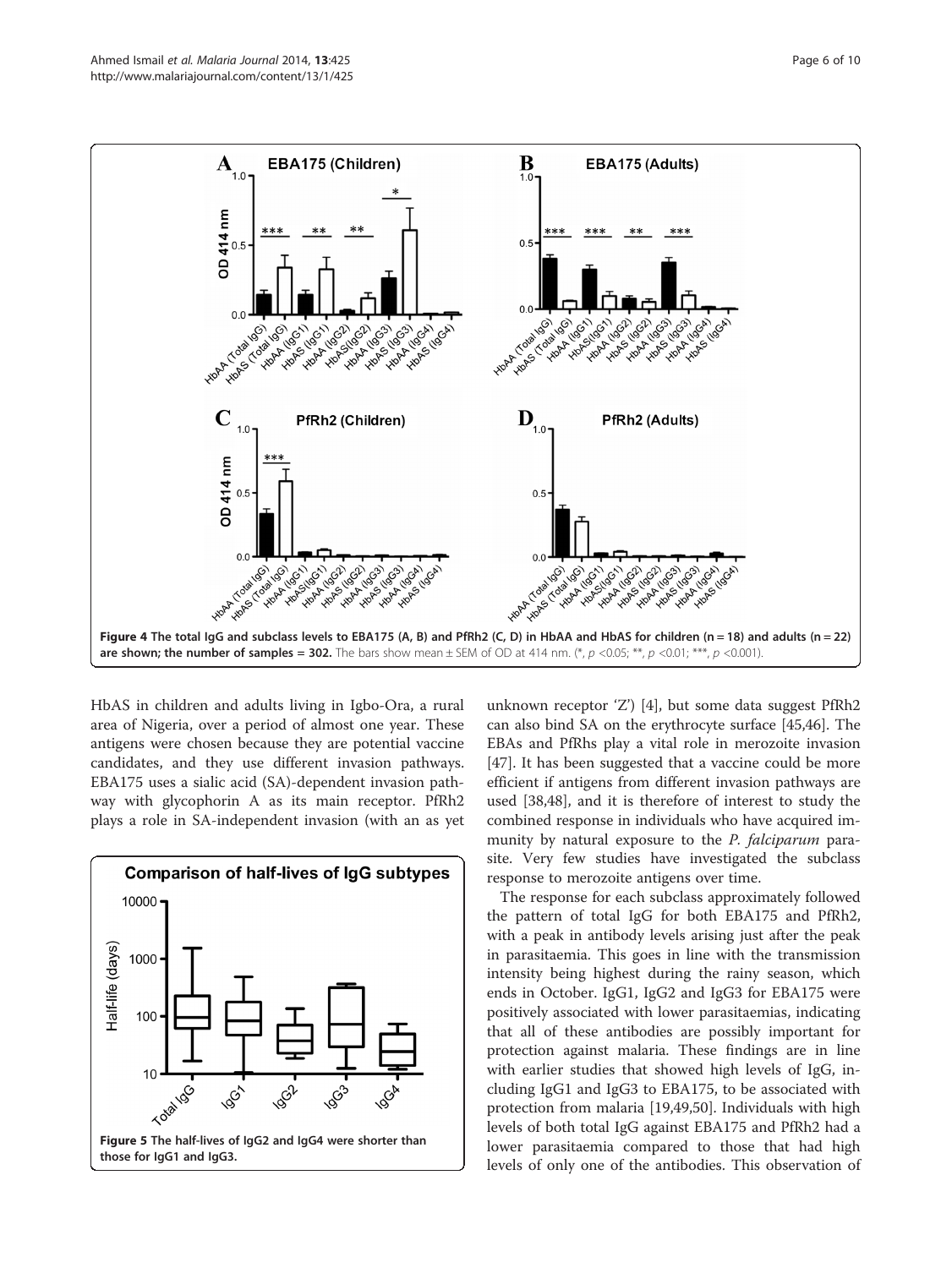**Figure 4 The total IgG and subclass levels to EBA175 (A, B) and PfRh2 (C, D) in HbAA and HbAS for children (n = 18) and adults (n = 22) are shown; the number of samples = 302.** The bars show mean ± SEM of OD at 414 nm. (*, $p$ <0.05; **, $p$ <0.01; ***, $p$ <0.001).

HbAS in children and adults living in Igbo-Ora, a rural area of Nigeria, over a period of almost one year. These antigens were chosen because they are potential vaccine candidates, and they use different invasion pathways. EBA175 uses a sialic acid (SA)-dependent invasion pathway with glycophorin A as its main receptor. PfRh2 plays a role in SA-independent invasion (with an as yet unknown receptor 'Z') [4], but some data suggest PfRh2 can also bind SA on the erythrocyte surface [45,46]. The EBAs and PfRhs play a vital role in merozoite invasion [47]. It has been suggested that a vaccine could be more efficient if antigens from different invasion pathways are used [38,48], and it is therefore of interest to study the combined response in individuals who have acquired immunity by natural exposure to the *P. falciparum* parasite. Very few studies have investigated the subclass response to merozoite antigens over time.

**Figure 5 The half-lives of IgG2 and IgG4 were shorter than those for IgG1 and IgG3.**

The response for each subclass approximately followed the pattern of total IgG for both EBA175 and PfRh2, with a peak in antibody levels arising just after the peak in parasitaemia. This goes in line with the transmission intensity being highest during the rainy season, which ends in October. IgG1, IgG2 and IgG3 for EBA175 were positively associated with lower parasitaemias, indicating that all of these antibodies are possibly important for protection against malaria. These findings are in line with earlier studies that showed high levels of IgG, including IgG1 and IgG3 to EBA175, to be associated with protection from malaria [19,49,50]. Individuals with high levels of both total IgG against EBA175 and PfRh2 had a lower parasitaemia compared to those that had high levels of only one of the antibodies. This observation of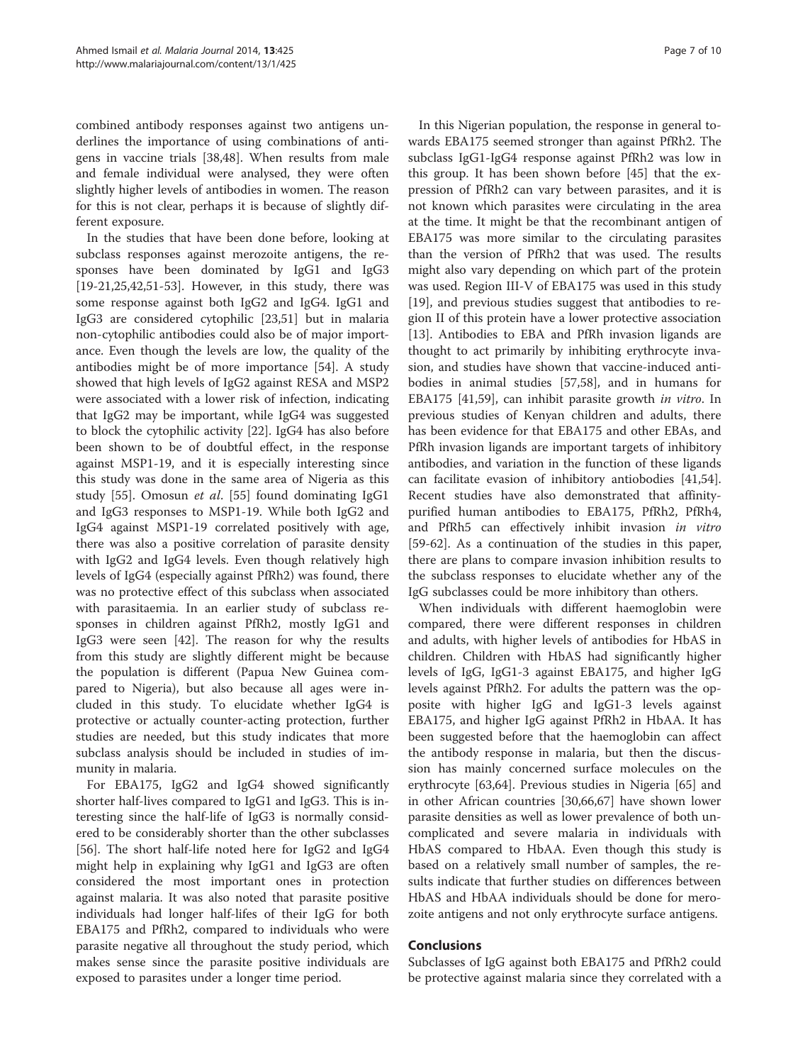combined antibody responses against two antigens underlines the importance of using combinations of antigens in vaccine trials [38,48]. When results from male and female individual were analysed, they were often slightly higher levels of antibodies in women. The reason for this is not clear, perhaps it is because of slightly different exposure.

In the studies that have been done before, looking at subclass responses against merozoite antigens, the responses have been dominated by IgG1 and IgG3 [19-21,25,42,51-53]. However, in this study, there was some response against both IgG2 and IgG4. IgG1 and IgG3 are considered cytophilic [23,51] but in malaria non-cytophilic antibodies could also be of major importance. Even though the levels are low, the quality of the antibodies might be of more importance [54]. A study showed that high levels of IgG2 against RESA and MSP2 were associated with a lower risk of infection, indicating that IgG2 may be important, while IgG4 was suggested to block the cytophilic activity [22]. IgG4 has also before been shown to be of doubtful effect, in the response against MSP1-19, and it is especially interesting since this study was done in the same area of Nigeria as this study [55]. Omosun *et al*. [55] found dominating IgG1 and IgG3 responses to MSP1-19. While both IgG2 and IgG4 against MSP1-19 correlated positively with age, there was also a positive correlation of parasite density with IgG2 and IgG4 levels. Even though relatively high levels of IgG4 (especially against PfRh2) was found, there was no protective effect of this subclass when associated with parasitaemia. In an earlier study of subclass responses in children against PfRh2, mostly IgG1 and IgG3 were seen [42]. The reason for why the results from this study are slightly different might be because the population is different (Papua New Guinea compared to Nigeria), but also because all ages were included in this study. To elucidate whether IgG4 is protective or actually counter-acting protection, further studies are needed, but this study indicates that more subclass analysis should be included in studies of immunity in malaria.

For EBA175, IgG2 and IgG4 showed significantly shorter half-lives compared to IgG1 and IgG3. This is interesting since the half-life of IgG3 is normally considered to be considerably shorter than the other subclasses [56]. The short half-life noted here for IgG2 and IgG4 might help in explaining why IgG1 and IgG3 are often considered the most important ones in protection against malaria. It was also noted that parasite positive individuals had longer half-lifes of their IgG for both EBA175 and PfRh2, compared to individuals who were parasite negative all throughout the study period, which makes sense since the parasite positive individuals are exposed to parasites under a longer time period.

In this Nigerian population, the response in general towards EBA175 seemed stronger than against PfRh2. The subclass IgG1-IgG4 response against PfRh2 was low in this group. It has been shown before [45] that the expression of PfRh2 can vary between parasites, and it is not known which parasites were circulating in the area at the time. It might be that the recombinant antigen of EBA175 was more similar to the circulating parasites than the version of PfRh2 that was used. The results might also vary depending on which part of the protein was used. Region III-V of EBA175 was used in this study [19], and previous studies suggest that antibodies to region II of this protein have a lower protective association [13]. Antibodies to EBA and PfRh invasion ligands are thought to act primarily by inhibiting erythrocyte invasion, and studies have shown that vaccine-induced antibodies in animal studies [57,58], and in humans for EBA175 [41,59], can inhibit parasite growth *in vitro*. In previous studies of Kenyan children and adults, there has been evidence for that EBA175 and other EBAs, and PfRh invasion ligands are important targets of inhibitory antibodies, and variation in the function of these ligands can facilitate evasion of inhibitory antiobodies [41,54]. Recent studies have also demonstrated that affinity-purified human antibodies to EBA175, PfRh2, PfRh4, and PfRh5 can effectively inhibit invasion *in vitro* [59-62]. As a continuation of the studies in this paper, there are plans to compare invasion inhibition results to the subclass responses to elucidate whether any of the IgG subclasses could be more inhibitory than others.

When individuals with different haemoglobin were compared, there were different responses in children and adults, with higher levels of antibodies for HbAS in children. Children with HbAS had significantly higher levels of IgG, IgG1-3 against EBA175, and higher IgG levels against PfRh2. For adults the pattern was the opposite with higher IgG and IgG1-3 levels against EBA175, and higher IgG against PfRh2 in HbAA. It has been suggested before that the haemoglobin can affect the antibody response in malaria, but then the discussion has mainly concerned surface molecules on the erythrocyte [63,64]. Previous studies in Nigeria [65] and in other African countries [30,66,67] have shown lower parasite densities as well as lower prevalence of both uncomplicated and severe malaria in individuals with HbAS compared to HbAA. Even though this study is based on a relatively small number of samples, the results indicate that further studies on differences between HbAS and HbAA individuals should be done for merozoite antigens and not only erythrocyte surface antigens.

## Conclusions

Subclasses of IgG against both EBA175 and PfRh2 could be protective against malaria since they correlated with a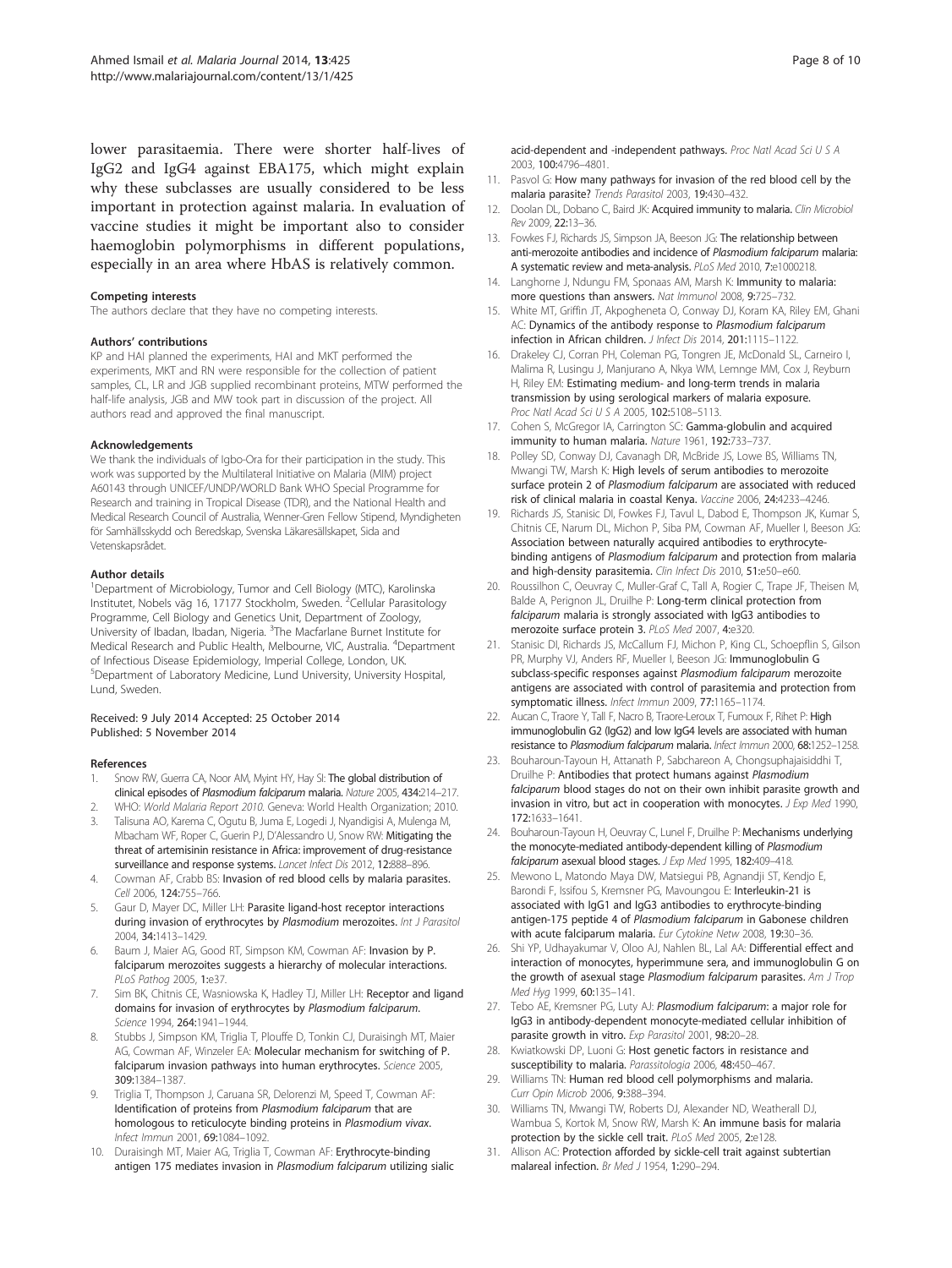lower parasitaemia. There were shorter half-lives of IgG2 and IgG4 against EBA175, which might explain why these subclasses are usually considered to be less important in protection against malaria. In evaluation of vaccine studies it might be important also to consider haemoglobin polymorphisms in different populations, especially in an area where HbAS is relatively common.

#### Competing interests

The authors declare that they have no competing interests.

#### Authors' contributions

KP and HAI planned the experiments, HAI and MKT performed the experiments, MKT and RN were responsible for the collection of patient samples, CL, LR and JGB supplied recombinant proteins, MTW performed the half-life analysis, JGB and MW took part in discussion of the project. All authors read and approved the final manuscript.

#### Acknowledgements

We thank the individuals of Igbo-Ora for their participation in the study. This work was supported by the Multilateral Initiative on Malaria (MIM) project A60143 through UNICEF/UNDP/WORLD Bank WHO Special Programme for Research and training in Tropical Disease (TDR), and the National Health and Medical Research Council of Australia, Wenner-Gren Fellow Stipend, Myndigheten för Samhällsskydd och Beredskap, Svenska Läkaresällskapet, Sida and Vetenskapsrådet.

#### Author details

[1]Department of Microbiology, Tumor and Cell Biology (MTC), Karolinska Institutet, Nobels väg 16, 17177 Stockholm, Sweden. [2]Cellular Parasitology Programme, Cell Biology and Genetics Unit, Department of Zoology, University of Ibadan, Ibadan, Nigeria. [3]The Macfarlane Burnet Institute for Medical Research and Public Health, Melbourne, VIC, Australia. [4]Department of Infectious Disease Epidemiology, Imperial College, London, UK. [5]Department of Laboratory Medicine, Lund University, University Hospital, Lund, Sweden.

Received: 9 July 2014 Accepted: 25 October 2014
Published: 5 November 2014

#### References

1. Snow RW, Guerra CA, Noor AM, Myint HY, Hay SI: **The global distribution of clinical episodes of *Plasmodium falciparum* malaria.** *Nature* 2005, **434:**214–217.
2. WHO: *World Malaria Report 2010.* Geneva: World Health Organization; 2010.
3. Talisuna AO, Karema C, Ogutu B, Juma E, Logedi J, Nyandigisi A, Mulenga M, Mbacham WF, Roper C, Guerin PJ, D'Alessandro U, Snow RW: **Mitigating the threat of artemisinin resistance in Africa: improvement of drug-resistance surveillance and response systems.** *Lancet Infect Dis* 2012, **12:**888–896.
4. Cowman AF, Crabb BS: **Invasion of red blood cells by malaria parasites.** *Cell* 2006, **124:**755–766.
5. Gaur D, Mayer DC, Miller LH: **Parasite ligand-host receptor interactions during invasion of erythrocytes by *Plasmodium* merozoites.** *Int J Parasitol* 2004, **34:**1413–1429.
6. Baum J, Maier AG, Good RT, Simpson KM, Cowman AF: **Invasion by P. falciparum merozoites suggests a hierarchy of molecular interactions.** *PLoS Pathog* 2005, **1:**e37.
7. Sim BK, Chitnis CE, Wasniowska K, Hadley TJ, Miller LH: **Receptor and ligand domains for invasion of erythrocytes by *Plasmodium falciparum*.** *Science* 1994, **264:**1941–1944.
8. Stubbs J, Simpson KM, Triglia T, Plouffe D, Tonkin CJ, Duraisingh MT, Maier AG, Cowman AF, Winzeler EA: **Molecular mechanism for switching of P. falciparum invasion pathways into human erythrocytes.** *Science* 2005, **309:**1384–1387.
9. Triglia T, Thompson J, Caruana SR, Delorenzi M, Speed T, Cowman AF: **Identification of proteins from *Plasmodium falciparum* that are homologous to reticulocyte binding proteins in *Plasmodium vivax*.** *Infect Immun* 2001, **69:**1084–1092.
10. Duraisingh MT, Maier AG, Triglia T, Cowman AF: **Erythrocyte-binding antigen 175 mediates invasion in *Plasmodium falciparum* utilizing sialic acid-dependent and -independent pathways.** *Proc Natl Acad Sci U S A* 2003, **100:**4796–4801.
11. Pasvol G: **How many pathways for invasion of the red blood cell by the malaria parasite?** *Trends Parasitol* 2003, **19:**430–432.
12. Doolan DL, Dobano C, Baird JK: **Acquired immunity to malaria.** *Clin Microbiol Rev* 2009, **22:**13–36.
13. Fowkes FJ, Richards JS, Simpson JA, Beeson JG: **The relationship between anti-merozoite antibodies and incidence of *Plasmodium falciparum* malaria: A systematic review and meta-analysis.** *PLoS Med* 2010, **7:**e1000218.
14. Langhorne J, Ndungu FM, Sponaas AM, Marsh K: **Immunity to malaria: more questions than answers.** *Nat Immunol* 2008, **9:**725–732.
15. White MT, Griffin JT, Akpogheneta O, Conway DJ, Koram KA, Riley EM, Ghani AC: **Dynamics of the antibody response to *Plasmodium falciparum* infection in African children.** *J Infect Dis* 2014, **201:**1115–1122.
16. Drakeley CJ, Corran PH, Coleman PG, Tongren JE, McDonald SL, Carneiro I, Malima R, Lusingu J, Manjurano A, Nkya WM, Lemnge MM, Cox J, Reyburn H, Riley EM: **Estimating medium- and long-term trends in malaria transmission by using serological markers of malaria exposure.** *Proc Natl Acad Sci U S A* 2005, **102:**5108–5113.
17. Cohen S, McGregor IA, Carrington SC: **Gamma-globulin and acquired immunity to human malaria.** *Nature* 1961, **192:**733–737.
18. Polley SD, Conway DJ, Cavanagh DR, McBride JS, Lowe BS, Williams TN, Mwangi TW, Marsh K: **High levels of serum antibodies to merozoite surface protein 2 of *Plasmodium falciparum* are associated with reduced risk of clinical malaria in coastal Kenya.** *Vaccine* 2006, **24:**4233–4246.
19. Richards JS, Stanisic DI, Fowkes FJ, Tavul L, Dabod E, Thompson JK, Kumar S, Chitnis CE, Narum DL, Michon P, Siba PM, Cowman AF, Mueller I, Beeson JG: **Association between naturally acquired antibodies to erythrocyte-binding antigens of *Plasmodium falciparum* and protection from malaria and high-density parasitemia.** *Clin Infect Dis* 2010, **51:**e50–e60.
20. Roussilhon C, Oeuvray C, Muller-Graf C, Tall A, Rogier C, Trape JF, Theisen M, Balde A, Perignon JL, Druilhe P: **Long-term clinical protection from *falciparum* malaria is strongly associated with IgG3 antibodies to merozoite surface protein 3.** *PLoS Med* 2007, **4:**e320.
21. Stanisic DI, Richards JS, McCallum FJ, Michon P, King CL, Schoepflin S, Gilson PR, Murphy VJ, Anders RF, Mueller I, Beeson JG: **Immunoglobulin G subclass-specific responses against *Plasmodium falciparum* merozoite antigens are associated with control of parasitemia and protection from symptomatic illness.** *Infect Immun* 2009, **77:**1165–1174.
22. Aucan C, Traore Y, Tall F, Nacro B, Traore-Leroux T, Fumoux F, Rihet P: **High immunoglobulin G2 (IgG2) and low IgG4 levels are associated with human resistance to *Plasmodium falciparum* malaria.** *Infect Immun* 2000, **68:**1252–1258.
23. Bouharoun-Tayoun H, Attanath P, Sabchareon A, Chongsuphajaisiddhi T, Druilhe P: **Antibodies that protect humans against *Plasmodium falciparum* blood stages do not on their own inhibit parasite growth and invasion in vitro, but act in cooperation with monocytes.** *J Exp Med* 1990, **172:**1633–1641.
24. Bouharoun-Tayoun H, Oeuvray C, Lunel F, Druilhe P: **Mechanisms underlying the monocyte-mediated antibody-dependent killing of *Plasmodium falciparum* asexual blood stages.** *J Exp Med* 1995, **182:**409–418.
25. Mewono L, Matondo Maya DW, Matsiegui PB, Agnandji ST, Kendjo E, Barondi F, Issifou S, Kremsner PG, Mavoungou E: **Interleukin-21 is associated with IgG1 and IgG3 antibodies to erythrocyte-binding antigen-175 peptide 4 of *Plasmodium falciparum* in Gabonese children with acute falciparum malaria.** *Eur Cytokine Netw* 2008, **19:**30–36.
26. Shi YP, Udhayakumar V, Oloo AJ, Nahlen BL, Lal AA: **Differential effect and interaction of monocytes, hyperimmune sera, and immunoglobulin G on the growth of asexual stage *Plasmodium falciparum* parasites.** *Am J Trop Med Hyg* 1999, **60:**135–141.
27. Tebo AE, Kremsner PG, Luty AJ: ***Plasmodium falciparum*: a major role for IgG3 in antibody-dependent monocyte-mediated cellular inhibition of parasite growth in vitro.** *Exp Parasitol* 2001, **98:**20–28.
28. Kwiatkowski DP, Luoni G: **Host genetic factors in resistance and susceptibility to malaria.** *Parassitologia* 2006, **48:**450–467.
29. Williams TN: **Human red blood cell polymorphisms and malaria.** *Curr Opin Microb* 2006, **9:**388–394.
30. Williams TN, Mwangi TW, Roberts DJ, Alexander ND, Weatherall DJ, Wambua S, Kortok M, Snow RW, Marsh K: **An immune basis for malaria protection by the sickle cell trait.** *PLoS Med* 2005, **2:**e128.
31. Allison AC: **Protection afforded by sickle-cell trait against subtertian malareal infection.** *Br Med J* 1954, **1:**290–294.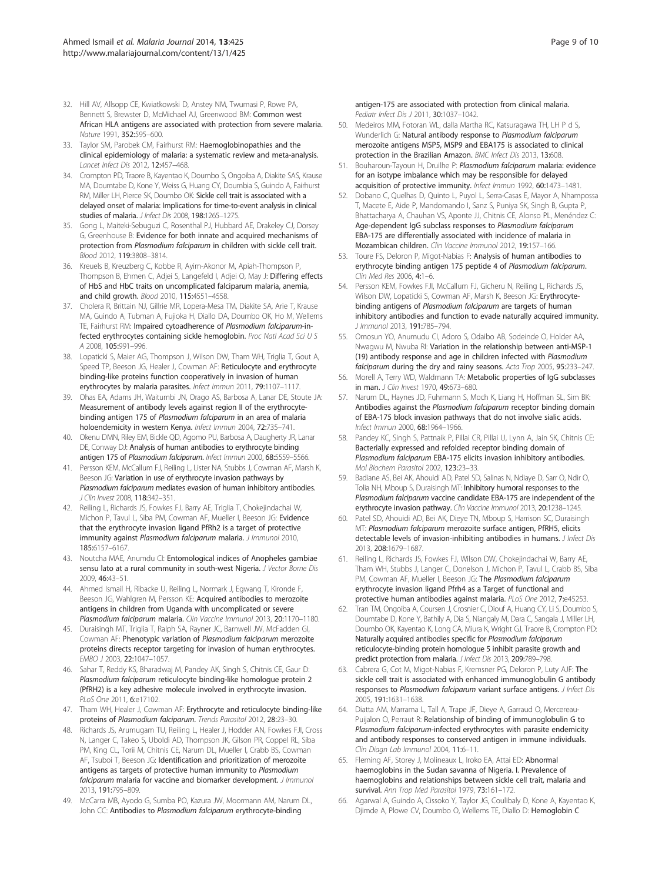32. Hill AV, Allsopp CE, Kwiatkowski D, Anstey NM, Twumasi P, Rowe PA, Bennett S, Brewster D, McMichael AJ, Greenwood BM: **Common west African HLA antigens are associated with protection from severe malaria.** *Nature* 1991, **352:**595–600.
33. Taylor SM, Parobek CM, Fairhurst RM: **Haemoglobinopathies and the clinical epidemiology of malaria: a systematic review and meta-analysis.** *Lancet Infect Dis* 2012, **12:**457–468.
34. Crompton PD, Traore B, Kayentao K, Doumbo S, Ongoiba A, Diakite SAS, Krause MA, Doumtabe D, Kone Y, Weiss G, Huang CY, Doumbia S, Guindo A, Fairhurst RM, Miller LH, Pierce SK, Doumbo OK: **Sickle cell trait is associated with a delayed onset of malaria: Implications for time-to-event analysis in clinical studies of malaria.** *J Infect Dis* 2008, **198:**1265–1275.
35. Gong L, Maiteki-Sebuguzi C, Rosenthal PJ, Hubbard AE, Drakeley CJ, Dorsey G, Greenhouse B: **Evidence for both innate and acquired mechanisms of protection from** ***Plasmodium falciparum*** **in children with sickle cell trait.** *Blood* 2012, **119:**3808–3814.
36. Kreuels B, Kreuzberg C, Kobbe R, Ayim-Akonor M, Apiah-Thompson P, Thompson B, Ehmen C, Adjei S, Langefeld I, Adjei O, May J: **Differing effects of HbS and HbC traits on uncomplicated falciparum malaria, anemia, and child growth.** *Blood* 2010, **115:**4551–4558.
37. Cholera R, Brittain NJ, Gillrie MR, Lopera-Mesa TM, Diakite SA, Arie T, Krause MA, Guindo A, Tubman A, Fujioka H, Diallo DA, Doumbo OK, Ho M, Wellems TE, Fairhurst RM: **Impaired cytoadherence of** ***Plasmodium falciparum*****-infected erythrocytes containing sickle hemoglobin.** *Proc Natl Acad Sci U S A* 2008, **105:**991–996.
38. Lopaticki S, Maier AG, Thompson J, Wilson DW, Tham WH, Triglia T, Gout A, Speed TP, Beeson JG, Healer J, Cowman AF: **Reticulocyte and erythrocyte binding-like proteins function cooperatively in invasion of human erythrocytes by malaria parasites.** *Infect Immun* 2011, **79:**1107–1117.
39. Ohas EA, Adams JH, Waitumbi JN, Orago AS, Barbosa A, Lanar DE, Stoute JA: **Measurement of antibody levels against region II of the erythrocyte-binding antigen 175 of** ***Plasmodium falciparum*** **in an area of malaria holoendemicity in western Kenya.** *Infect Immun* 2004, **72:**735–741.
40. Okenu DMN, Riley EM, Bickle QD, Agomo PU, Barbosa A, Daugherty JR, Lanar DE, Conway DJ: **Analysis of human antibodies to erythrocyte binding antigen 175 of** ***Plasmodium falciparum*****.** *Infect Immun* 2000, **68:**5559–5566.
41. Persson KEM, McCallum FJ, Reiling L, Lister NA, Stubbs J, Cowman AF, Marsh K, Beeson JG: **Variation in use of erythrocyte invasion pathways by** ***Plasmodium falciparum*** **mediates evasion of human inhibitory antibodies.** *J Clin Invest* 2008, **118:**342–351.
42. Reiling L, Richards JS, Fowkes FJ, Barry AE, Triglia T, Chokejindachai W, Michon P, Tavul L, Siba PM, Cowman AF, Mueller I, Beeson JG: **Evidence that the erythrocyte invasion ligand PfRh2 is a target of protective immunity against** ***Plasmodium falciparum*** **malaria.** *J Immunol* 2010, **185:**6157–6167.
43. Noutcha MAE, Anumdu CI: **Entomological indices of Anopheles gambiae sensu lato at a rural community in south-west Nigeria.** *J Vector Borne Dis* 2009, **46:**43–51.
44. Ahmed Ismail H, Ribacke U, Reiling L, Normark J, Egwang T, Kironde F, Beeson JG, Wahlgren M, Persson KE: **Acquired antibodies to merozoite antigens in children from Uganda with uncomplicated or severe** ***Plasmodium falciparum*** **malaria.** *Clin Vaccine Immunol* 2013, **20:**1170–1180.
45. Duraisingh MT, Triglia T, Ralph SA, Rayner JC, Barnwell JW, McFadden GI, Cowman AF: **Phenotypic variation of** ***Plasmodium falciparum*** **merozoite proteins directs receptor targeting for invasion of human erythrocytes.** *EMBO J* 2003, **22:**1047–1057.
46. Sahar T, Reddy KS, Bharadwaj M, Pandey AK, Singh S, Chitnis CE, Gaur D: ***Plasmodium falciparum*** **reticulocyte binding-like homologue protein 2 (PfRH2) is a key adhesive molecule involved in erythrocyte invasion.** *PLoS One* 2011, **6:**e17102.
47. Tham WH, Healer J, Cowman AF: **Erythrocyte and reticulocyte binding-like proteins of** ***Plasmodium falciparum*****.** *Trends Parasitol* 2012, **28:**23–30.
48. Richards JS, Arumugam TU, Reiling L, Healer J, Hodder AN, Fowkes FJI, Cross N, Langer C, Takeo S, Uboldi AD, Thompson JK, Gilson PR, Coppel RL, Siba PM, King CL, Torii M, Chitnis CE, Narum DL, Mueller I, Crabb BS, Cowman AF, Tsuboi T, Beeson JG: **Identification and prioritization of merozoite antigens as targets of protective human immunity to** ***Plasmodium falciparum*** **malaria for vaccine and biomarker development.** *J Immunol* 2013, **191:**795–809.
49. McCarra MB, Ayodo G, Sumba PO, Kazura JW, Moormann AM, Narum DL, John CC: **Antibodies to** ***Plasmodium falciparum*** **erythrocyte-binding antigen-175 are associated with protection from clinical malaria.** *Pediatr Infect Dis J* 2011, **30:**1037–1042.
50. Medeiros MM, Fotoran WL, dalla Martha RC, Katsuragawa TH, LH P d S, Wunderlich G: **Natural antibody response to** ***Plasmodium falciparum*** **merozoite antigens MSP5, MSP9 and EBA175 is associated to clinical protection in the Brazilian Amazon.** *BMC Infect Dis* 2013, **13:**608.
51. Bouharoun-Tayoun H, Druilhe P: ***Plasmodium falciparum*** **malaria: evidence for an isotype imbalance which may be responsible for delayed acquisition of protective immunity.** *Infect Immun* 1992, **60:**1473–1481.
52. Dobano C, Quelhas D, Quinto L, Puyol L, Serra-Casas E, Mayor A, Nhampossa T, Macete E, Aide P, Mandomando I, Sanz S, Puniya SK, Singh B, Gupta P, Bhattacharya A, Chauhan VS, Aponte JJ, Chitnis CE, Alonso PL, Menéndez C: **Age-dependent IgG subclass responses to** ***Plasmodium falciparum*** **EBA-175 are differentially associated with incidence of malaria in Mozambican children.** *Clin Vaccine Immunol* 2012, **19:**157–166.
53. Toure FS, Deloron P, Migot-Nabias F: **Analysis of human antibodies to erythrocyte binding antigen 175 peptide 4 of** ***Plasmodium falciparum*****.** *Clin Med Res* 2006, **4:**1–6.
54. Persson KEM, Fowkes FJI, McCallum FJ, Gicheru N, Reiling L, Richards JS, Wilson DW, Lopaticki S, Cowman AF, Marsh K, Beeson JG: **Erythrocyte-binding antigens of** ***Plasmodium falciparum*** **are targets of human inhibitory antibodies and function to evade naturally acquired immunity.** *J Immunol* 2013, **191:**785–794.
55. Omosun YO, Anumudu CI, Adoro S, Odaibo AB, Sodeinde O, Holder AA, Nwagwu M, Nwuba RI: **Variation in the relationship between anti-MSP-1 (19) antibody response and age in children infected with** ***Plasmodium falciparum*** **during the dry and rainy seasons.** *Acta Trop* 2005, **95:**233–247.
56. Morell A, Terry WD, Waldmann TA: **Metabolic properties of IgG subclasses in man.** *J Clin Invest* 1970, **49:**673–680.
57. Narum DL, Haynes JD, Fuhrmann S, Moch K, Liang H, Hoffman SL, Sim BK: **Antibodies against the** ***Plasmodium falciparum*** **receptor binding domain of EBA-175 block invasion pathways that do not involve sialic acids.** *Infect Immun* 2000, **68:**1964–1966.
58. Pandey KC, Singh S, Pattnaik P, Pillai CR, Pillai U, Lynn A, Jain SK, Chitnis CE: **Bacterially expressed and refolded receptor binding domain of** ***Plasmodium falciparum*** **EBA-175 elicits invasion inhibitory antibodies.** *Mol Biochem Parasitol* 2002, **123:**23–33.
59. Badiane AS, Bei AK, Ahouidi AD, Patel SD, Salinas N, Ndiaye D, Sarr O, Ndir O, Tolia NH, Mboup S, Duraisingh MT: **Inhibitory humoral responses to the** ***Plasmodium falciparum*** **vaccine candidate EBA-175 are independent of the erythrocyte invasion pathway.** *Clin Vaccine Immunol* 2013, **20:**1238–1245.
60. Patel SD, Ahouidi AD, Bei AK, Dieye TN, Mboup S, Harrison SC, Duraisingh MT: ***Plasmodium falciparum*** **merozoite surface antigen, PfRH5, elicits detectable levels of invasion-inhibiting antibodies in humans.** *J Infect Dis* 2013, **208:**1679–1687.
61. Reiling L, Richards JS, Fowkes FJ, Wilson DW, Chokejindachai W, Barry AE, Tham WH, Stubbs J, Langer C, Donelson J, Michon P, Tavul L, Crabb BS, Siba PM, Cowman AF, Mueller I, Beeson JG: **The** ***Plasmodium falciparum*** **erythrocyte invasion ligand Pfrh4 as a Target of functional and protective human antibodies against malaria.** *PLoS One* 2012, **7:**e45253.
62. Tran TM, Ongoiba A, Coursen J, Crosnier C, Diouf A, Huang CY, Li S, Doumbo S, Doumtabe D, Kone Y, Bathily A, Dia S, Niangaly M, Dara C, Sangala J, Miller LH, Doumbo OK, Kayentao K, Long CA, Miura K, Wright GJ, Traore B, Crompton PD: **Naturally acquired antibodies specific for** ***Plasmodium falciparum*** **reticulocyte-binding protein homologue 5 inhibit parasite growth and predict protection from malaria.** *J Infect Dis* 2013, **209:**789–798.
63. Cabrera G, Cot M, Migot-Nabias F, Kremsner PG, Deloron P, Luty AJF: **The sickle cell trait is associated with enhanced immunoglobulin G antibody responses to** ***Plasmodium falciparum*** **variant surface antigens.** *J Infect Dis* 2005, **191:**1631–1638.
64. Diatta AM, Marrama L, Tall A, Trape JF, Dieye A, Garraud O, Mercereau-Puijalon O, Perraut R: **Relationship of binding of immunoglobulin G to** ***Plasmodium falciparum*****-infected erythrocytes with parasite endemicity and antibody responses to conserved antigen in immune individuals.** *Clin Diagn Lab Immunol* 2004, **11:**6–11.
65. Fleming AF, Storey J, Molineaux L, Iroko EA, Attai ED: **Abnormal haemoglobins in the Sudan savanna of Nigeria. I. Prevalence of haemoglobins and relationships between sickle cell trait, malaria and survival.** *Ann Trop Med Parasitol* 1979, **73:**161–172.
66. Agarwal A, Guindo A, Cissoko Y, Taylor JG, Coulibaly D, Kone A, Kayentao K, Djimde A, Plowe CV, Doumbo O, Wellems TE, Diallo D: **Hemoglobin C**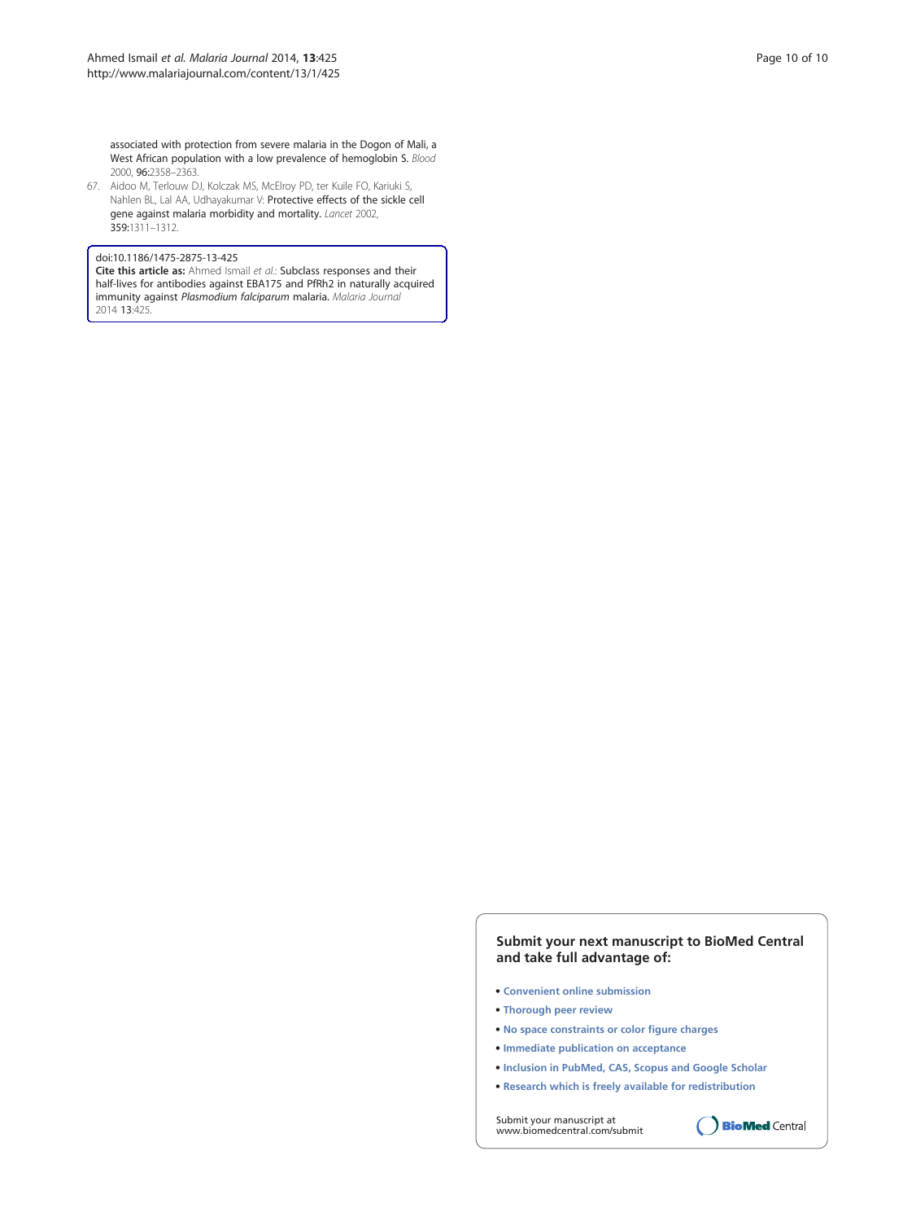associated with protection from severe malaria in the Dogon of Mali, a West African population with a low prevalence of hemoglobin S. *Blood* 2000, **96:**2358–2363.

67. Aidoo M, Terlouw DJ, Kolczak MS, McElroy PD, ter Kuile FO, Kariuki S, Nahlen BL, Lal AA, Udhayakumar V: Protective effects of the sickle cell gene against malaria morbidity and mortality. *Lancet* 2002, **359:**1311–1312.

doi:10.1186/1475-2875-13-425

**Cite this article as:** Ahmed Ismail *et al.*: Subclass responses and their half-lives for antibodies against EBA175 and PfRh2 in naturally acquired immunity against *Plasmodium falciparum* malaria. *Malaria Journal* 2014 **13**:425.

**Submit your next manuscript to BioMed Central and take full advantage of:**

- **Convenient online submission**
- **Thorough peer review**
- **No space constraints or color figure charges**
- **Immediate publication on acceptance**
- **Inclusion in PubMed, CAS, Scopus and Google Scholar**
- **Research which is freely available for redistribution**

Submit your manuscript at
www.biomedcentral.com/submit

BioMed Central